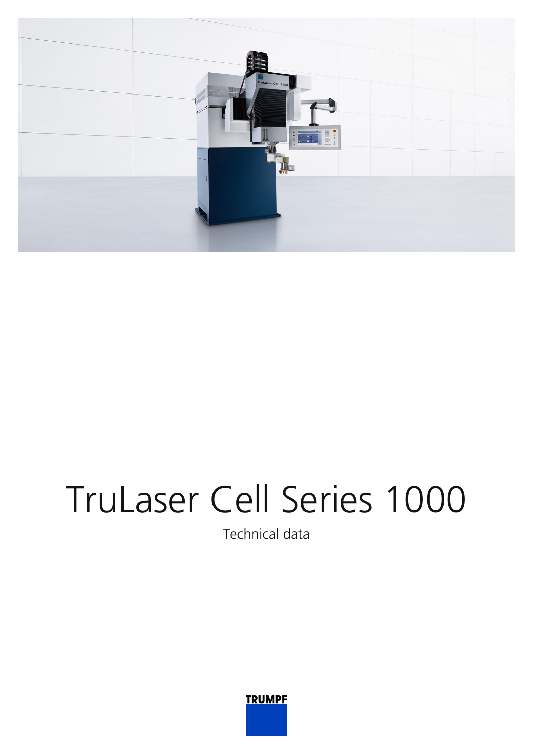# TruLaser Cell Series 1000

Technical data

TRUMPF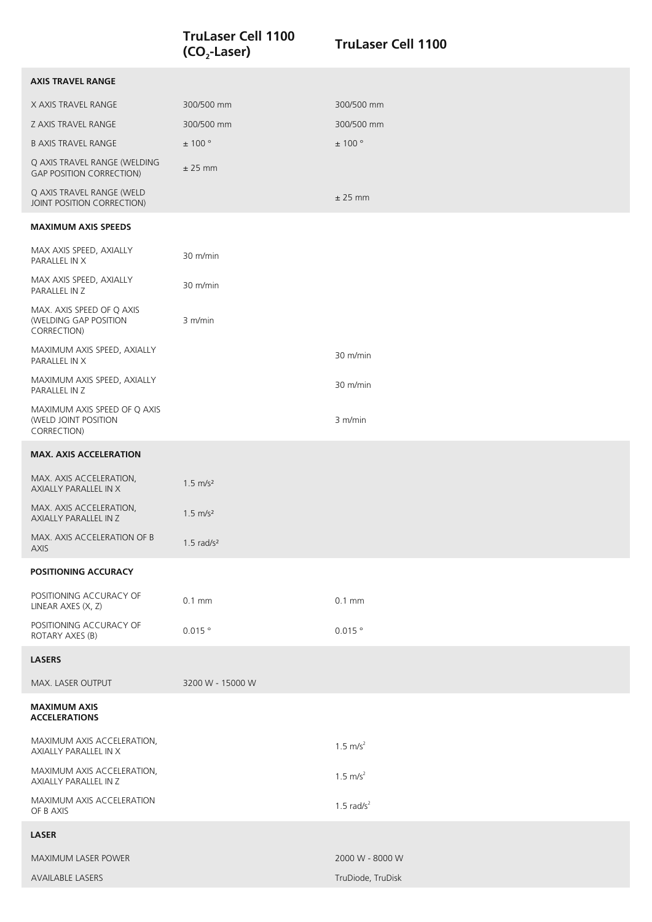| | TruLaser Cell 1100 ($CO_2$-Laser) | TruLaser Cell 1100 |
|---|---|---|
| **AXIS TRAVEL RANGE** | | |
| X AXIS TRAVEL RANGE | 300/500 mm | 300/500 mm |
| Z AXIS TRAVEL RANGE | 300/500 mm | 300/500 mm |
| B AXIS TRAVEL RANGE | ± 100 ° | ± 100 ° |
| Q AXIS TRAVEL RANGE (WELDING GAP POSITION CORRECTION) | ± 25 mm | |
| Q AXIS TRAVEL RANGE (WELD JOINT POSITION CORRECTION) | | ± 25 mm |
| **MAXIMUM AXIS SPEEDS** | | |
| MAX AXIS SPEED, AXIALLY PARALLEL IN X | 30 m/min | |
| MAX AXIS SPEED, AXIALLY PARALLEL IN Z | 30 m/min | |
| MAX. AXIS SPEED OF Q AXIS (WELDING GAP POSITION CORRECTION) | 3 m/min | |
| MAXIMUM AXIS SPEED, AXIALLY PARALLEL IN X | | 30 m/min |
| MAXIMUM AXIS SPEED, AXIALLY PARALLEL IN Z | | 30 m/min |
| MAXIMUM AXIS SPEED OF Q AXIS (WELD JOINT POSITION CORRECTION) | | 3 m/min |
| **MAX. AXIS ACCELERATION** | | |
| MAX. AXIS ACCELERATION, AXIALLY PARALLEL IN X | 1.5 $m/s^2$ | |
| MAX. AXIS ACCELERATION, AXIALLY PARALLEL IN Z | 1.5 $m/s^2$ | |
| MAX. AXIS ACCELERATION OF B AXIS | 1.5 $rad/s^2$ | |
| **POSITIONING ACCURACY** | | |
| POSITIONING ACCURACY OF LINEAR AXES (X, Z) | 0.1 mm | 0.1 mm |
| POSITIONING ACCURACY OF ROTARY AXES (B) | 0.015 ° | 0.015 ° |
| **LASERS** | | |
| MAX. LASER OUTPUT | 3200 W - 15000 W | |
| **MAXIMUM AXIS ACCELERATIONS** | | |
| MAXIMUM AXIS ACCELERATION, AXIALLY PARALLEL IN X | | 1.5 $m/s^2$ |
| MAXIMUM AXIS ACCELERATION, AXIALLY PARALLEL IN Z | | 1.5 $m/s^2$ |
| MAXIMUM AXIS ACCELERATION OF B AXIS | | 1.5 $rad/s^2$ |
| **LASER** | | |
| MAXIMUM LASER POWER | | 2000 W - 8000 W |
| AVAILABLE LASERS | | TruDiode, TruDisk |